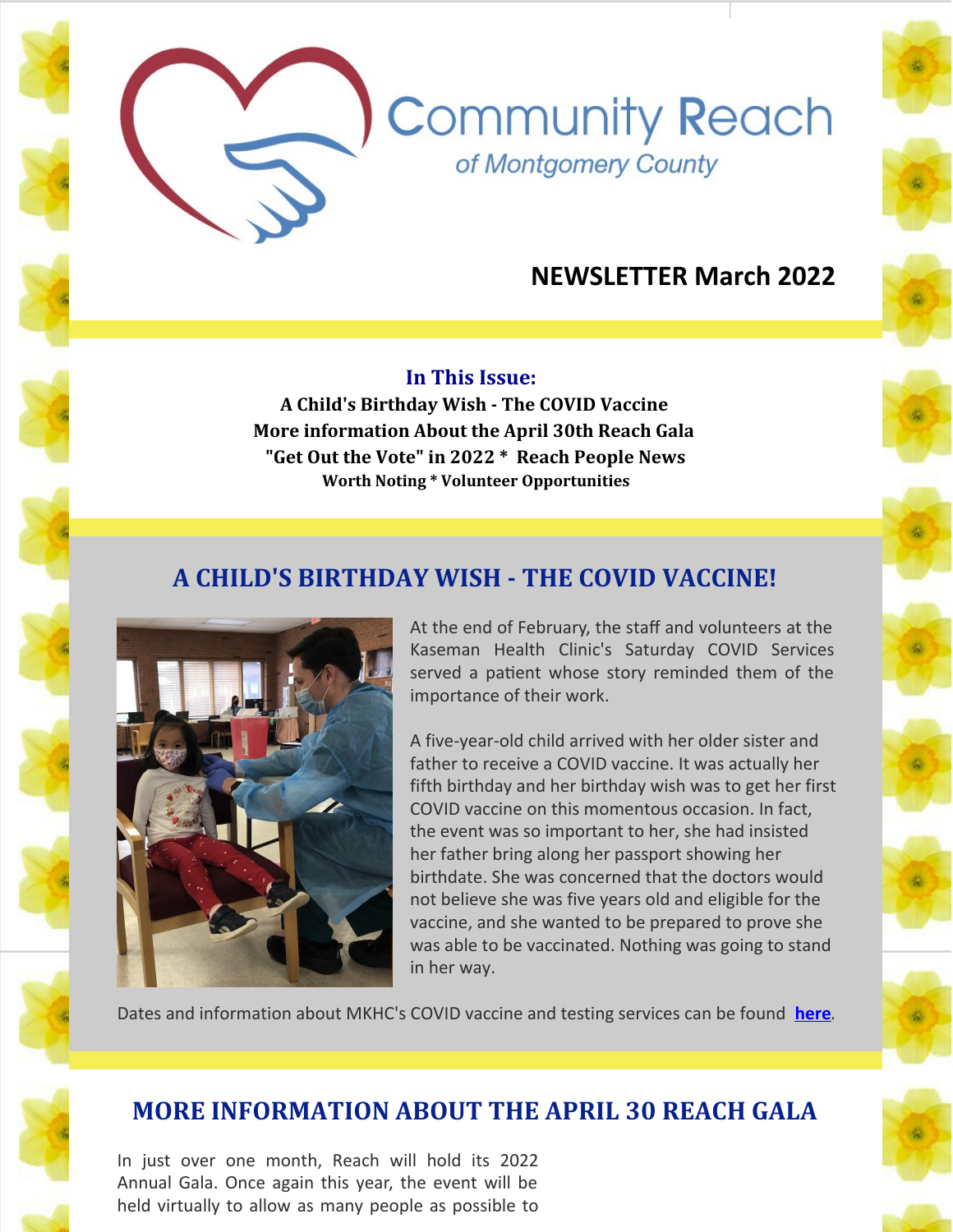# Community Reach

*of Montgomery County*

## NEWSLETTER March 2022

**In This Issue:**

**A Child's Birthday Wish - The COVID Vaccine**
**More information About the April 30th Reach Gala**
**"Get Out the Vote" in 2022 * Reach People News**
**Worth Noting * Volunteer Opportunities**

## A CHILD'S BIRTHDAY WISH - THE COVID VACCINE!

At the end of February, the staff and volunteers at the Kaseman Health Clinic's Saturday COVID Services served a patient whose story reminded them of the importance of their work.

A five-year-old child arrived with her older sister and father to receive a COVID vaccine. It was actually her fifth birthday and her birthday wish was to get her first COVID vaccine on this momentous occasion. In fact, the event was so important to her, she had insisted her father bring along her passport showing her birthdate. She was concerned that the doctors would not believe she was five years old and eligible for the vaccine, and she wanted to be prepared to prove she was able to be vaccinated. Nothing was going to stand in her way.

Dates and information about MKHC's COVID vaccine and testing services can be found **here**.

## MORE INFORMATION ABOUT THE APRIL 30 REACH GALA

In just over one month, Reach will hold its 2022 Annual Gala. Once again this year, the event will be held virtually to allow as many people as possible to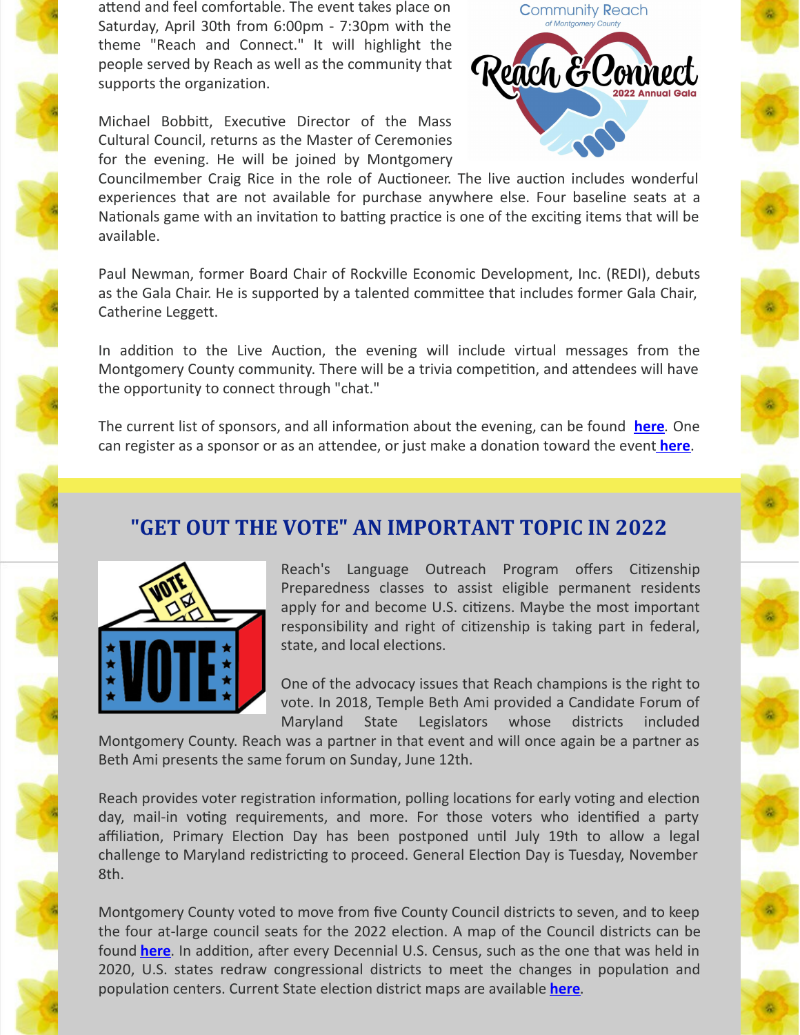attend and feel comfortable. The event takes place on Saturday, April 30th from 6:00pm - 7:30pm with the theme "Reach and Connect." It will highlight the people served by Reach as well as the community that supports the organization.

Michael Bobbitt, Executive Director of the Mass Cultural Council, returns as the Master of Ceremonies for the evening. He will be joined by Montgomery Councilmember Craig Rice in the role of Auctioneer. The live auction includes wonderful experiences that are not available for purchase anywhere else. Four baseline seats at a Nationals game with an invitation to batting practice is one of the exciting items that will be available.

Paul Newman, former Board Chair of Rockville Economic Development, Inc. (REDI), debuts as the Gala Chair. He is supported by a talented committee that includes former Gala Chair, Catherine Leggett.

In addition to the Live Auction, the evening will include virtual messages from the Montgomery County community. There will be a trivia competition, and attendees will have the opportunity to connect through "chat."

The current list of sponsors, and all information about the evening, can be found **here**. One can register as a sponsor or as an attendee, or just make a donation toward the event **here**.

## "GET OUT THE VOTE" AN IMPORTANT TOPIC IN 2022

Reach's Language Outreach Program offers Citizenship Preparedness classes to assist eligible permanent residents apply for and become U.S. citizens. Maybe the most important responsibility and right of citizenship is taking part in federal, state, and local elections.

One of the advocacy issues that Reach champions is the right to vote. In 2018, Temple Beth Ami provided a Candidate Forum of Maryland State Legislators whose districts included Montgomery County. Reach was a partner in that event and will once again be a partner as Beth Ami presents the same forum on Sunday, June 12th.

Reach provides voter registration information, polling locations for early voting and election day, mail-in voting requirements, and more. For those voters who identified a party affiliation, Primary Election Day has been postponed until July 19th to allow a legal challenge to Maryland redistricting to proceed. General Election Day is Tuesday, November 8th.

Montgomery County voted to move from five County Council districts to seven, and to keep the four at-large council seats for the 2022 election. A map of the Council districts can be found **here**. In addition, after every Decennial U.S. Census, such as the one that was held in 2020, U.S. states redraw congressional districts to meet the changes in population and population centers. Current State election district maps are available **here**.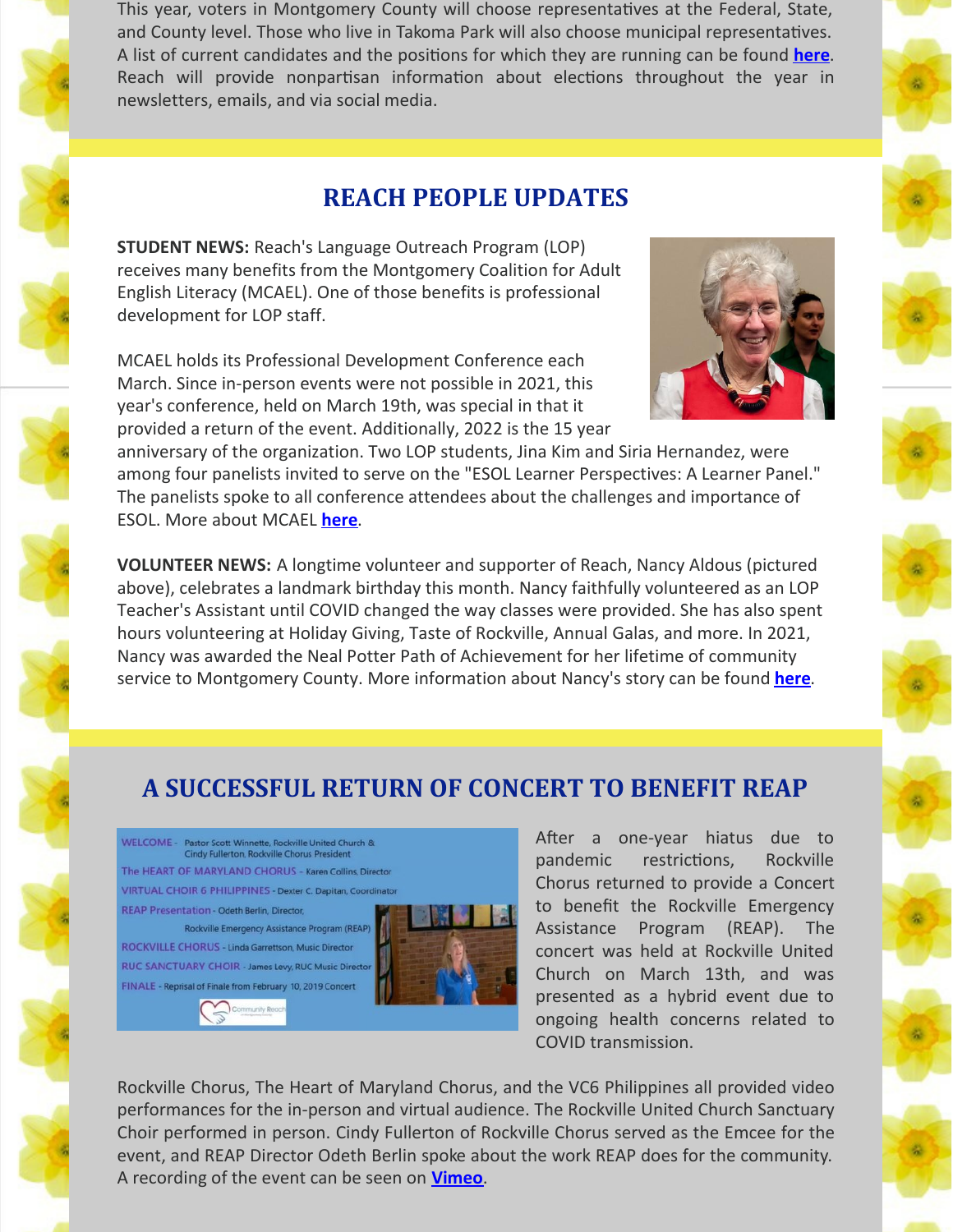This year, voters in Montgomery County will choose representatives at the Federal, State, and County level. Those who live in Takoma Park will also choose municipal representatives. A list of current candidates and the positions for which they are running can be found **here**. Reach will provide nonpartisan information about elections throughout the year in newsletters, emails, and via social media.

## REACH PEOPLE UPDATES

**STUDENT NEWS:** Reach's Language Outreach Program (LOP) receives many benefits from the Montgomery Coalition for Adult English Literacy (MCAEL). One of those benefits is professional development for LOP staff.

MCAEL holds its Professional Development Conference each March. Since in-person events were not possible in 2021, this year's conference, held on March 19th, was special in that it provided a return of the event. Additionally, 2022 is the 15 year anniversary of the organization. Two LOP students, Jina Kim and Siria Hernandez, were among four panelists invited to serve on the "ESOL Learner Perspectives: A Learner Panel." The panelists spoke to all conference attendees about the challenges and importance of ESOL. More about MCAEL **here**.

**VOLUNTEER NEWS:** A longtime volunteer and supporter of Reach, Nancy Aldous (pictured above), celebrates a landmark birthday this month. Nancy faithfully volunteered as an LOP Teacher's Assistant until COVID changed the way classes were provided. She has also spent hours volunteering at Holiday Giving, Taste of Rockville, Annual Galas, and more. In 2021, Nancy was awarded the Neal Potter Path of Achievement for her lifetime of community service to Montgomery County. More information about Nancy's story can be found **here**.

## A SUCCESSFUL RETURN OF CONCERT TO BENEFIT REAP

After a one-year hiatus due to pandemic restrictions, Rockville Chorus returned to provide a Concert to benefit the Rockville Emergency Assistance Program (REAP). The concert was held at Rockville United Church on March 13th, and was presented as a hybrid event due to ongoing health concerns related to COVID transmission.

Rockville Chorus, The Heart of Maryland Chorus, and the VC6 Philippines all provided video performances for the in-person and virtual audience. The Rockville United Church Sanctuary Choir performed in person. Cindy Fullerton of Rockville Chorus served as the Emcee for the event, and REAP Director Odeth Berlin spoke about the work REAP does for the community. A recording of the event can be seen on **Vimeo**.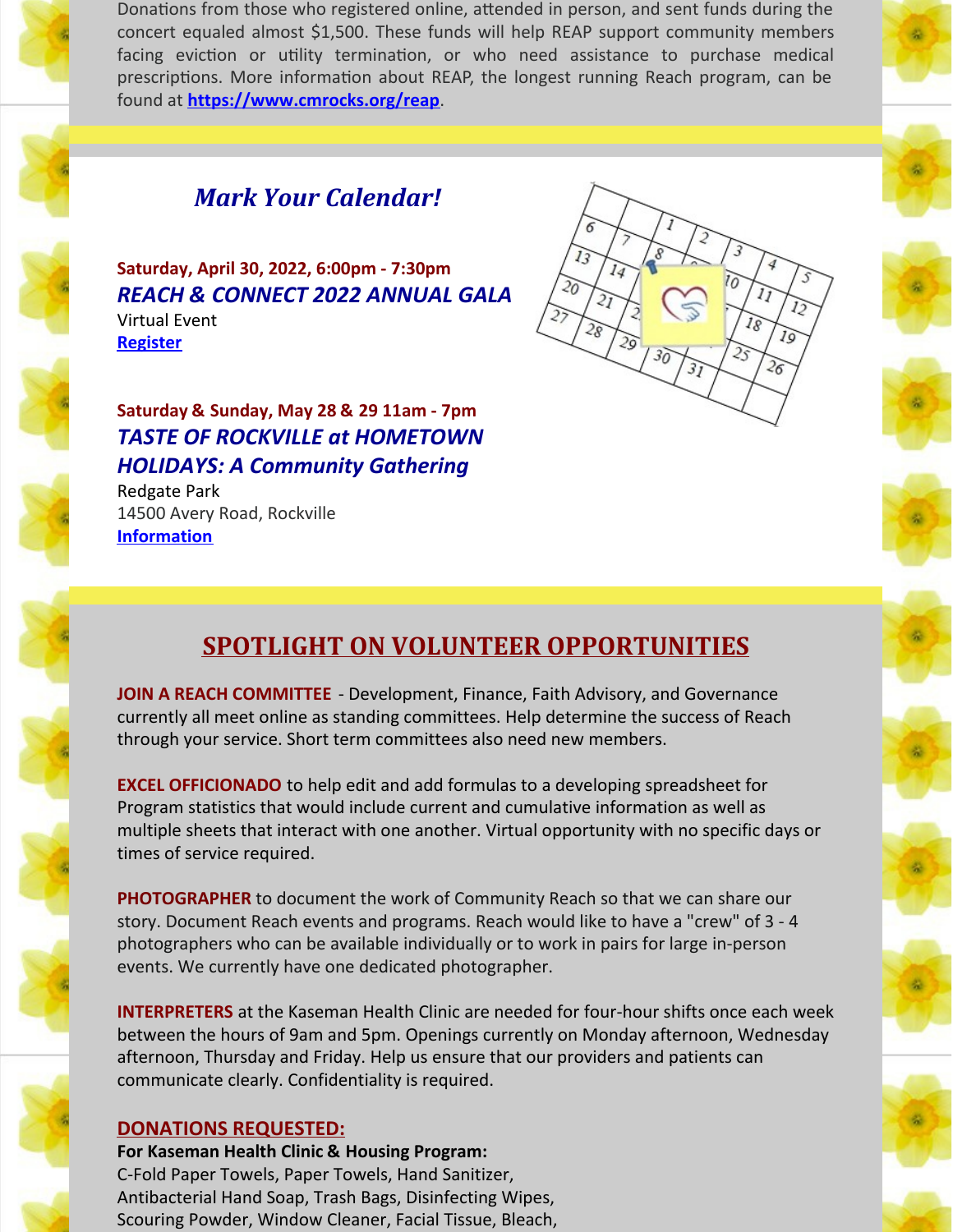Donations from those who registered online, attended in person, and sent funds during the concert equaled almost $1,500. These funds will help REAP support community members facing eviction or utility termination, or who need assistance to purchase medical prescriptions. More information about REAP, the longest running Reach program, can be found at **https://www.cmrocks.org/reap**.

## *Mark Your Calendar!*

**Saturday, April 30, 2022, 6:00pm - 7:30pm**
***REACH & CONNECT 2022 ANNUAL GALA***
Virtual Event
**Register**

**Saturday & Sunday, May 28 & 29 11am - 7pm**
***TASTE OF ROCKVILLE at HOMETOWN HOLIDAYS: A Community Gathering***
Redgate Park
14500 Avery Road, Rockville
**Information**

## SPOTLIGHT ON VOLUNTEER OPPORTUNITIES

**JOIN A REACH COMMITTEE** - Development, Finance, Faith Advisory, and Governance currently all meet online as standing committees. Help determine the success of Reach through your service. Short term committees also need new members.

**EXCEL OFFICIONADO** to help edit and add formulas to a developing spreadsheet for Program statistics that would include current and cumulative information as well as multiple sheets that interact with one another. Virtual opportunity with no specific days or times of service required.

**PHOTOGRAPHER** to document the work of Community Reach so that we can share our story. Document Reach events and programs. Reach would like to have a "crew" of 3 - 4 photographers who can be available individually or to work in pairs for large in-person events. We currently have one dedicated photographer.

**INTERPRETERS** at the Kaseman Health Clinic are needed for four-hour shifts once each week between the hours of 9am and 5pm. Openings currently on Monday afternoon, Wednesday afternoon, Thursday and Friday. Help us ensure that our providers and patients can communicate clearly. Confidentiality is required.

### DONATIONS REQUESTED:

**For Kaseman Health Clinic & Housing Program:**
C-Fold Paper Towels, Paper Towels, Hand Sanitizer, Antibacterial Hand Soap, Trash Bags, Disinfecting Wipes, Scouring Powder, Window Cleaner, Facial Tissue, Bleach,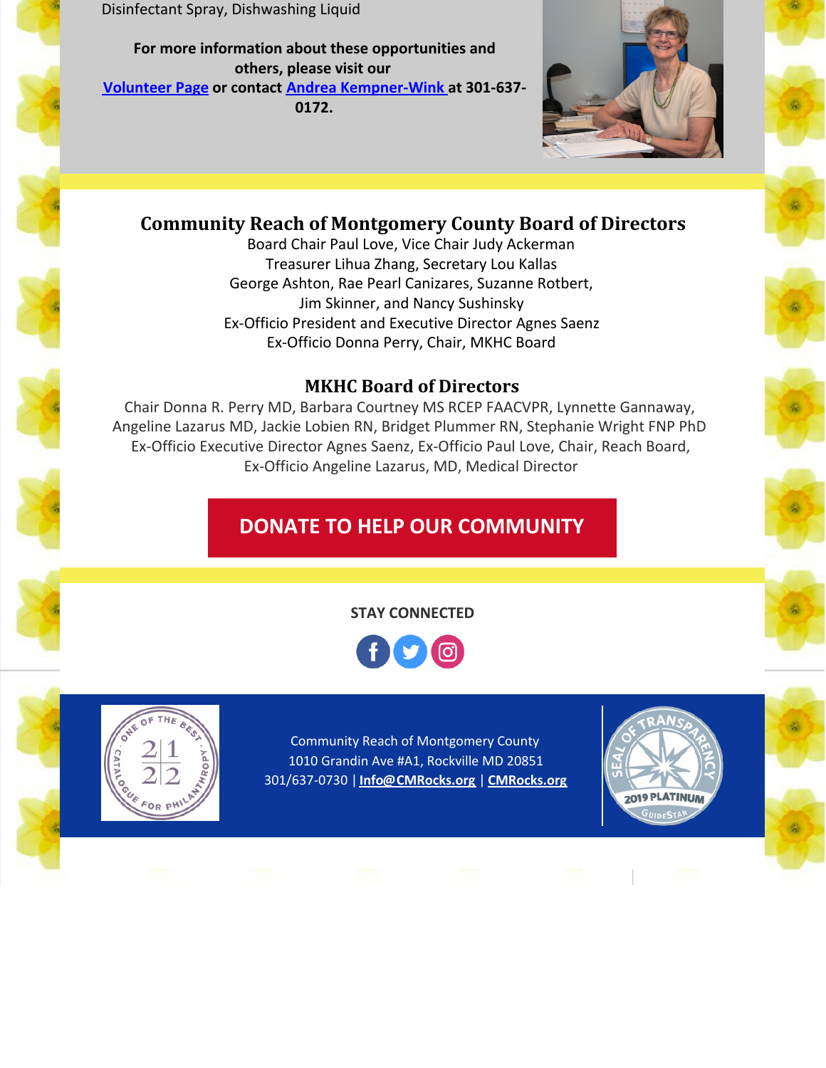Disinfectant Spray, Dishwashing Liquid

**For more information about these opportunities and others, please visit our Volunteer Page or contact Andrea Kempner-Wink at 301-637-0172.**

## Community Reach of Montgomery County Board of Directors

Board Chair Paul Love, Vice Chair Judy Ackerman
Treasurer Lihua Zhang, Secretary Lou Kallas
George Ashton, Rae Pearl Canizares, Suzanne Rotbert,
Jim Skinner, and Nancy Sushinsky
Ex-Officio President and Executive Director Agnes Saenz
Ex-Officio Donna Perry, Chair, MKHC Board

## MKHC Board of Directors

Chair Donna R. Perry MD, Barbara Courtney MS RCEP FAACVPR, Lynnette Gannaway, Angeline Lazarus MD, Jackie Lobien RN, Bridget Plummer RN, Stephanie Wright FNP PhD
Ex-Officio Executive Director Agnes Saenz, Ex-Officio Paul Love, Chair, Reach Board,
Ex-Officio Angeline Lazarus, MD, Medical Director

**DONATE TO HELP OUR COMMUNITY**

**STAY CONNECTED**

Community Reach of Montgomery County
1010 Grandin Ave #A1, Rockville MD 20851
301/637-0730 | **Info@CMRocks.org** | **CMRocks.org**